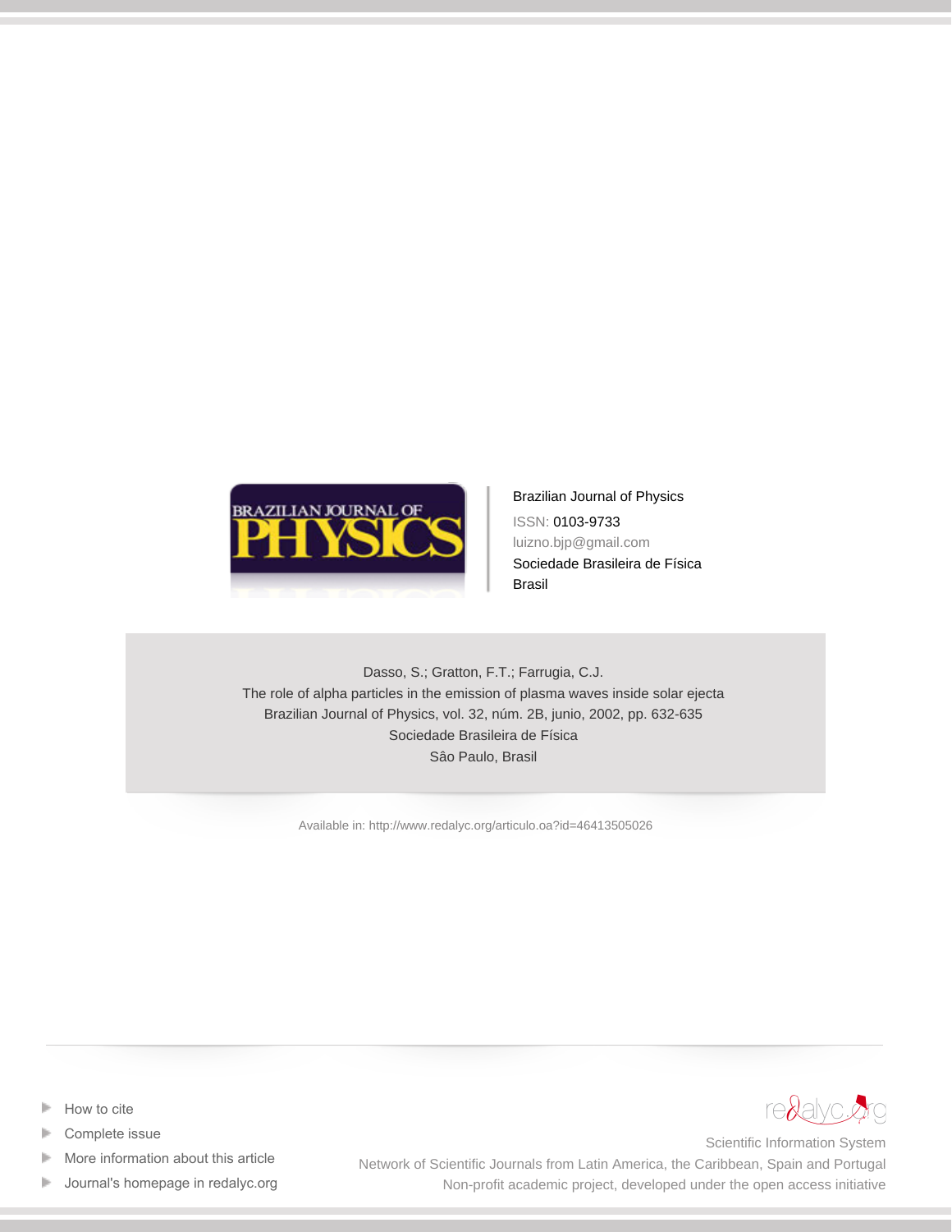Brazilian Journal of Physics

ISSN: 0103-9733

luizno.bjp@gmail.com

Sociedade Brasileira de Física

Brasil

Dasso, S.; Gratton, F.T.; Farrugia, C.J.

The role of alpha particles in the emission of plasma waves inside solar ejecta

Brazilian Journal of Physics, vol. 32, núm. 2B, junio, 2002, pp. 632-635

Sociedade Brasileira de Física

Sâo Paulo, Brasil

Available in: http://www.redalyc.org/articulo.oa?id=46413505026

- How to cite
- Complete issue
- More information about this article
- Journal's homepage in redalyc.org

redalyc.org

Scientific Information System

Network of Scientific Journals from Latin America, the Caribbean, Spain and Portugal

Non-profit academic project, developed under the open access initiative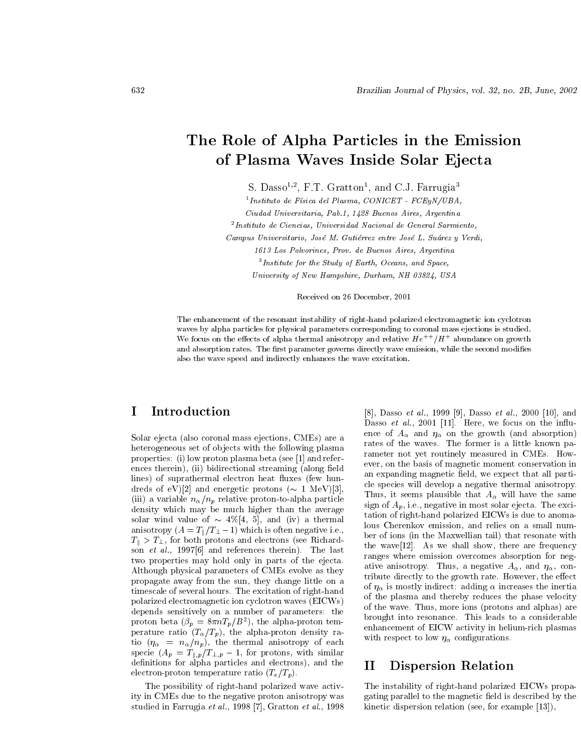# The Role of Alpha Particles in the Emission of Plasma Waves Inside Solar Ejecta

S. Dasso[1,2], F.T. Gratton[1], and C.J. Farrugia[3]

[1] *Instituto de Física del Plasma, CONICET - FCEyN/UBA,*
*Ciudad Universitaria, Pab.1, 1428 Buenos Aires, Argentina*

[2] *Instituto de Ciencias, Universidad Nacional de General Sarmiento,*
*Campus Universitario, José M. Gutiérrez entre José L. Suárez y Verdi,*
*1613 Los Polvorines, Prov. de Buenos Aires, Argentina*

[3] *Institute for the Study of Earth, Oceans, and Space,*
*University of New Hampshire, Durham, NH 03824, USA*

Received on 26 December, 2001

The enhancement of the resonant instability of right-hand polarized electromagnetic ion cyclotron waves by alpha particles for physical parameters corresponding to coronal mass ejections is studied. We focus on the effects of alpha thermal anisotropy and relative $He^{++}/H^{+}$ abundance on growth and absorption rates. The first parameter governs directly wave emission, while the second modifies also the wave speed and indirectly enhances the wave excitation.

## I Introduction

Solar ejecta (also coronal mass ejections, CMEs) are a heterogeneous set of objects with the following plasma properties: (i) low proton plasma beta (see [1] and references therein), (ii) bidirectional streaming (along field lines) of suprathermal electron heat fluxes (few hundreds of eV)[2] and energetic protons ($\sim$ 1 MeV)[3], (iii) a variable $n_\alpha/n_p$ relative proton-to-alpha particle density which may be much higher than the average solar wind value of $\sim$ 4%[4, 5], and (iv) a thermal anisotropy ($A = T_\parallel/T_\perp - 1$) which is often negative i.e., $T_\parallel > T_\perp$, for both protons and electrons (see Richardson *et al.*, 1997[6] and references therein). The last two properties may hold only in parts of the ejecta. Although physical parameters of CMEs evolve as they propagate away from the sun, they change little on a timescale of several hours. The excitation of right-hand polarized electromagnetic ion cyclotron waves (EICWs) depends sensitively on a number of parameters: the proton beta ($\beta_p = 8\pi n T_p/B^2$), the alpha-proton temperature ratio ($T_\alpha/T_p$), the alpha-proton density ratio ($\eta_\alpha = n_\alpha/n_p$), the thermal anisotropy of each specie ($A_p = T_{\parallel,p}/T_{\perp,p} - 1$, for protons, with similar definitions for alpha particles and electrons), and the electron-proton temperature ratio ($T_e/T_p$).

The possibility of right-hand polarized wave activity in CMEs due to the negative proton anisotropy was studied in Farrugia *et al.*, 1998 [7], Gratton *et al.*, 1998 [8], Dasso *et al.*, 1999 [9], Dasso *et al.*, 2000 [10], and Dasso *et al.*, 2001 [11]. Here, we focus on the influence of $A_\alpha$ and $\eta_\alpha$ on the growth (and absorption) rates of the waves. The former is a little known parameter not yet routinely measured in CMEs. However, on the basis of magnetic moment conservation in an expanding magnetic field, we expect that all particle species will develop a negative thermal anisotropy. Thus, it seems plausible that $A_\alpha$ will have the same sign of $A_p$, i.e., negative in most solar ejecta. The excitation of right-hand polarized EICWs is due to anomalous Cherenkov emission, and relies on a small number of ions (in the Maxwellian tail) that resonate with the wave[12]. As we shall show, there are frequency ranges where emission overcomes absorption for negative anisotropy. Thus, a negative $A_\alpha$, and $\eta_\alpha$, contribute directly to the growth rate. However, the effect of $\eta_\alpha$ is mostly indirect: adding $\alpha$ increases the inertia of the plasma and thereby reduces the phase velocity of the wave. Thus, more ions (protons and alphas) are brought into resonance. This leads to a considerable enhancement of EICW activity in helium-rich plasmas with respect to low $\eta_\alpha$ configurations.

## II Dispersion Relation

The instability of right-hand polarized EICWs propagating parallel to the magnetic field is described by the kinetic dispersion relation (see, for example [13]),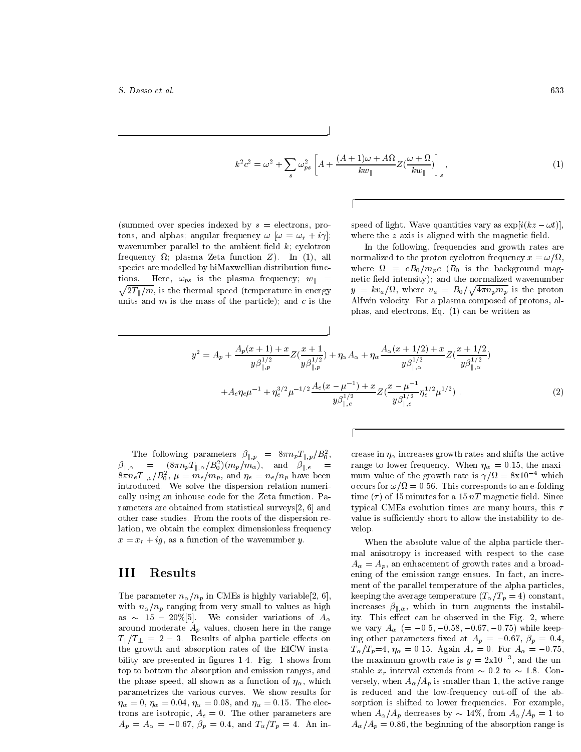$$k^2c^2 = \omega^2 + \sum_s \omega_{ps}^2 \left[ A + \frac{(A+1)\omega + A\Omega}{kw_\parallel} Z(\frac{\omega + \Omega}{kw_\parallel}) \right]_s , \tag{1}$$

(summed over species indexed by $s$ = electrons, protons, and alphas; angular frequency $\omega$ [$\omega = \omega_r + i\gamma$]; wavenumber parallel to the ambient field $k$; cyclotron frequency $\Omega$; plasma Zeta function $Z$). In (1), all species are modelled by biMaxwellian distribution functions. Here, $\omega_{ps}$ is the plasma frequency; $w_\parallel = \sqrt{2T_\parallel/m}$, is the thermal speed (temperature in energy units and $m$ is the mass of the particle); and $c$ is the speed of light. Wave quantities vary as $\exp[i(kz - \omega t)]$, where the $z$ axis is aligned with the magnetic field.

In the following, frequencies and growth rates are normalized to the proton cyclotron frequency $x = \omega/\Omega$, where $\Omega = eB_0/m_pc$ ($B_0$ is the background magnetic field intensity); and the normalized wavenumber $y = kv_a/\Omega$, where $v_a = B_0/\sqrt{4\pi n_p m_p}$ is the proton Alfvén velocity. For a plasma composed of protons, alphas, and electrons, Eq. (1) can be written as

$$y^2 = A_p + \frac{A_p(x+1) + x}{y\beta_{\parallel,p}^{1/2}} Z(\frac{x+1}{y\beta_{\parallel,p}^{1/2}}) + \eta_\alpha A_\alpha + \eta_\alpha \frac{A_\alpha(x+1/2) + x}{y\beta_{\parallel,\alpha}^{1/2}} Z(\frac{x+1/2}{y\beta_{\parallel,\alpha}^{1/2}})$$
$$+ A_e\eta_e\mu^{-1} + \eta_e^{3/2}\mu^{-1/2}\frac{A_e(x-\mu^{-1}) + x}{y\beta_{\parallel,e}^{1/2}} Z(\frac{x-\mu^{-1}}{y\beta_{\parallel,e}^{1/2}}\eta_e^{1/2}\mu^{1/2}) . \tag{2}$$

The following parameters $\beta_{\parallel,p} = 8\pi n_p T_{\parallel,p}/B_0^2$, $\beta_{\parallel,\alpha} = (8\pi n_p T_{\parallel,\alpha}/B_0^2)(m_p/m_\alpha)$, and $\beta_{\parallel,e} = 8\pi n_e T_{\parallel,e}/B_0^2$, $\mu = m_e/m_p$, and $\eta_e = n_e/n_p$ have been introduced. We solve the dispersion relation numerically using an inhouse code for the $Z$eta function. Parameters are obtained from statistical surveys[2, 6] and other case studies. From the roots of the dispersion relation, we obtain the complex dimensionless frequency $x = x_r + ig$, as a function of the wavenumber $y$.

## III Results

The parameter $n_\alpha/n_p$ in CMEs is highly variable[2, 6], with $n_\alpha/n_p$ ranging from very small to values as high as $\sim 15-20\%$[5]. We consider variations of $A_\alpha$ around moderate $A_p$ values, chosen here in the range $T_\parallel/T_\perp = 2-3$. Results of alpha particle effects on the growth and absorption rates of the EICW instability are presented in figures 1-4. Fig. 1 shows from top to bottom the absorption and emission ranges, and the phase speed, all shown as a function of $\eta_\alpha$, which parametrizes the various curves. We show results for $\eta_\alpha = 0$, $\eta_\alpha = 0.04$, $\eta_\alpha = 0.08$, and $\eta_\alpha = 0.15$. The electrons are isotropic, $A_e = 0$. The other parameters are $A_p = A_\alpha = -0.67$, $\beta_p = 0.4$, and $T_\alpha/T_p = 4$. An increase in $\eta_\alpha$ increases growth rates and shifts the active range to lower frequency. When $\eta_\alpha = 0.15$, the maximum value of the growth rate is $\gamma/\Omega = 8\text{x}10^{-4}$ which occurs for $\omega/\Omega = 0.56$. This corresponds to an e-folding time ($\tau$) of 15 minutes for a 15 $nT$ magnetic field. Since typical CMEs evolution times are many hours, this $\tau$ value is sufficiently short to allow the instability to develop.

When the absolute value of the alpha particle thermal anisotropy is increased with respect to the case $A_\alpha = A_p$, an enhacement of growth rates and a broadening of the emission range ensues. In fact, an increment of the parallel temperature of the alpha particles, keeping the average temperature ($T_\alpha/T_p = 4$) constant, increases $\beta_{\parallel,\alpha}$, which in turn augments the instability. This effect can be observed in the Fig. 2, where we vary $A_\alpha$ ($= -0.5, -0.58, -0.67, -0.75$) while keeping other parameters fixed at $A_p = -0.67$, $\beta_p = 0.4$, $T_\alpha/T_p$=4, $\eta_\alpha = 0.15$. Again $A_e = 0$. For $A_\alpha = -0.75$, the maximum growth rate is $g = 2\text{x}10^{-3}$, and the unstable $x_r$ interval extends from $\sim 0.2$ to $\sim 1.8$. Conversely, when $A_\alpha/A_p$ is smaller than 1, the active range is reduced and the low-frequency cut-off of the absorption is shifted to lower frequencies. For example, when $A_\alpha/A_p$ decreases by $\sim 14\%$, from $A_\alpha/A_p = 1$ to $A_\alpha/A_p = 0.86$, the beginning of the absorption range is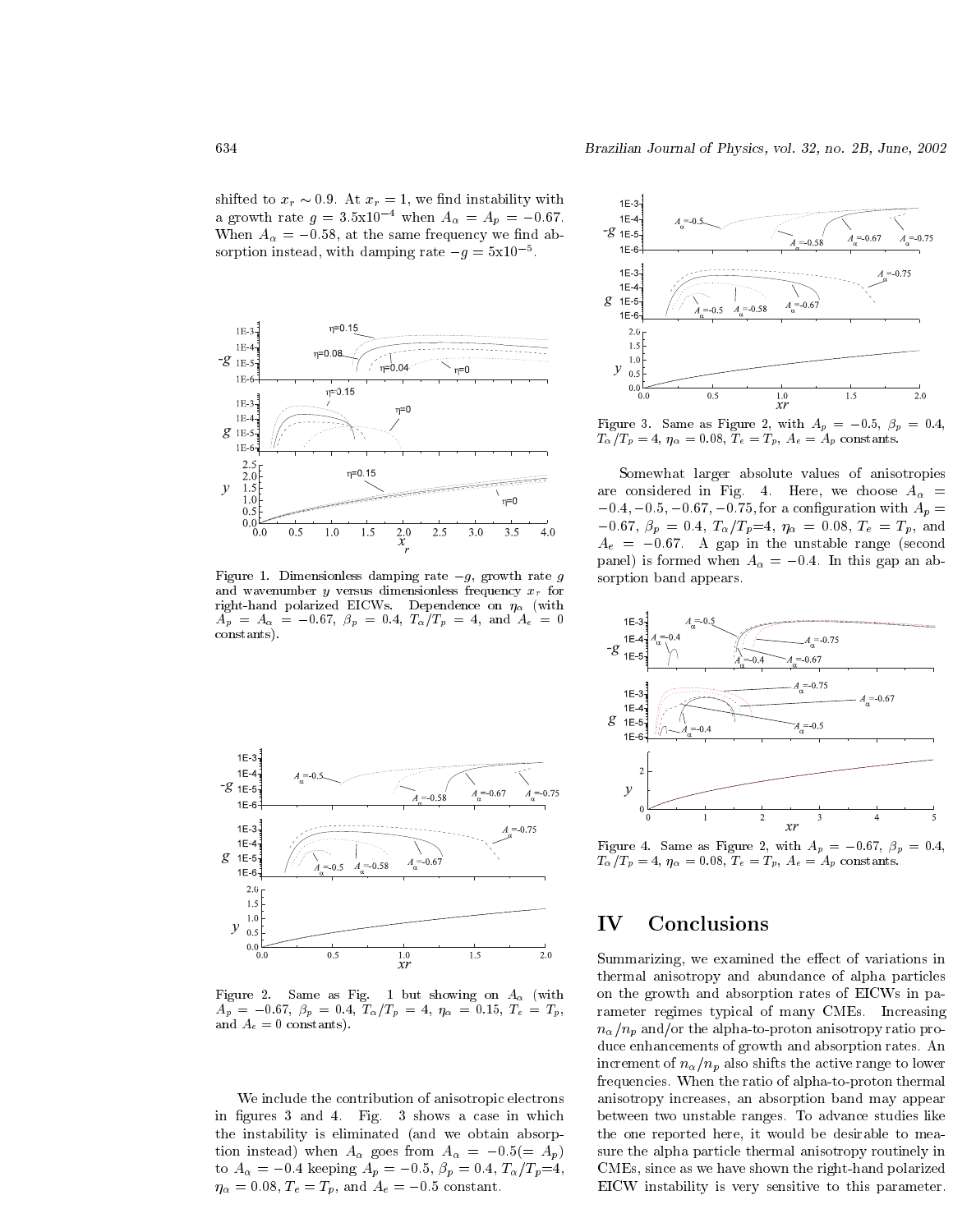shifted to $x_r \sim 0.9$. At $x_r = 1$, we find instability with a growth rate $g = 3.5 \times 10^{-4}$ when $A_\alpha = A_p = -0.67$. When $A_\alpha = -0.58$, at the same frequency we find absorption instead, with damping rate $-g = 5 \times 10^{-5}$.

Figure 1. Dimensionless damping rate $-g$, growth rate $g$ and wavenumber $y$ versus dimensionless frequency $x_r$ for right-hand polarized EICWs. Dependence on $\eta_\alpha$ (with $A_p = A_\alpha = -0.67$, $\beta_p = 0.4$, $T_\alpha/T_p = 4$, and $A_e = 0$ constants).

Figure 2. Same as Fig. 1 but showing on $A_\alpha$ (with $A_p = -0.67$, $\beta_p = 0.4$, $T_\alpha/T_p = 4$, $\eta_\alpha = 0.15$, $T_e = T_p$, and $A_e = 0$ constants).

We include the contribution of anisotropic electrons in figures 3 and 4. Fig. 3 shows a case in which the instability is eliminated (and we obtain absorption instead) when $A_\alpha$ goes from $A_\alpha = -0.5 (= A_p)$ to $A_\alpha = -0.4$ keeping $A_p = -0.5$, $\beta_p = 0.4$, $T_\alpha/T_p$=4, $\eta_\alpha = 0.08$, $T_e = T_p$, and $A_e = -0.5$ constant.

Figure 3. Same as Figure 2, with $A_p = -0.5$, $\beta_p = 0.4$, $T_\alpha/T_p = 4$, $\eta_\alpha = 0.08$, $T_e = T_p$, $A_e = A_p$ constants.

Somewhat larger absolute values of anisotropies are considered in Fig. 4. Here, we choose $A_\alpha = -0.4, -0.5, -0.67, -0.75$, for a configuration with $A_p = -0.67$, $\beta_p = 0.4$, $T_\alpha/T_p$=4, $\eta_\alpha = 0.08$, $T_e = T_p$, and $A_e = -0.67$. A gap in the unstable range (second panel) is formed when $A_\alpha = -0.4$. In this gap an absorption band appears.

Figure 4. Same as Figure 2, with $A_p = -0.67$, $\beta_p = 0.4$, $T_\alpha/T_p = 4$, $\eta_\alpha = 0.08$, $T_e = T_p$, $A_e = A_p$ constants.

# IV Conclusions

Summarizing, we examined the effect of variations in thermal anisotropy and abundance of alpha particles on the growth and absorption rates of EICWs in parameter regimes typical of many CMEs. Increasing $n_\alpha/n_p$ and/or the alpha-to-proton anisotropy ratio produce enhancements of growth and absorption rates. An increment of $n_\alpha/n_p$ also shifts the active range to lower frequencies. When the ratio of alpha-to-proton thermal anisotropy increases, an absorption band may appear between two unstable ranges. To advance studies like the one reported here, it would be desirable to measure the alpha particle thermal anisotropy routinely in CMEs, since as we have shown the right-hand polarized EICW instability is very sensitive to this parameter.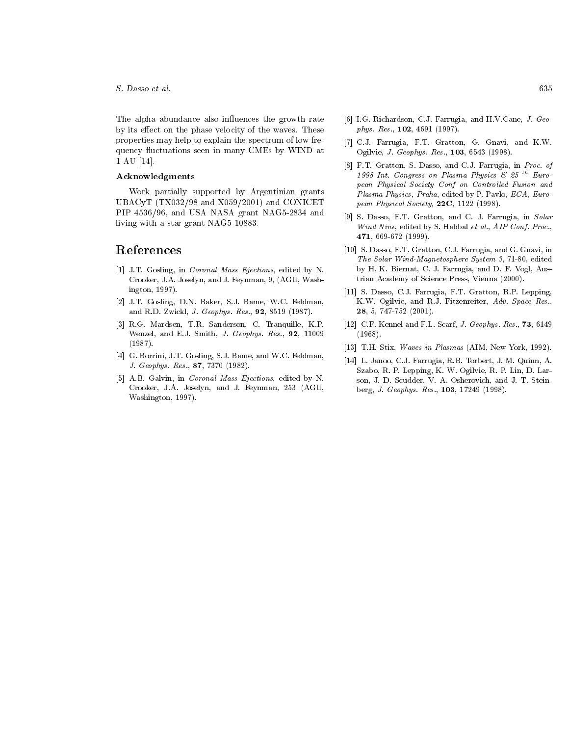The alpha abundance also influences the growth rate by its effect on the phase velocity of the waves. These properties may help to explain the spectrum of low frequency fluctuations seen in many CMEs by WIND at 1 AU [14].

### Acknowledgments

Work partially supported by Argentinian grants UBACyT (TX032/98 and X059/2001) and CONICET PIP 4536/96, and USA NASA grant NAG5-2834 and living with a star grant NAG5-10883.

## References

[1] J.T. Gosling, in *Coronal Mass Ejections*, edited by N. Crooker, J.A. Joselyn, and J. Feynman, 9, (AGU, Washington, 1997).

[2] J.T. Gosling, D.N. Baker, S.J. Bame, W.C. Feldman, and R.D. Zwickl, *J. Geophys. Res.*, **92**, 8519 (1987).

[3] R.G. Mardsen, T.R. Sanderson, C. Tranquille, K.P. Wenzel, and E.J. Smith, *J. Geophys. Res.*, **92**, 11009 (1987).

[4] G. Borrini, J.T. Gosling, S.J. Bame, and W.C. Feldman, *J. Geophys. Res.*, **87**, 7370 (1982).

[5] A.B. Galvin, in *Coronal Mass Ejections*, edited by N. Crooker, J.A. Joselyn, and J. Feynman, 253 (AGU, Washington, 1997).

[6] I.G. Richardson, C.J. Farrugia, and H.V.Cane, *J. Geophys. Res.*, **102**, 4691 (1997).

[7] C.J. Farrugia, F.T. Gratton, G. Gnavi, and K.W. Ogilvie, *J. Geophys. Res.*, **103**, 6543 (1998).

[8] F.T. Gratton, S. Dasso, and C.J. Farrugia, in *Proc. of 1998 Int. Congress on Plasma Physics & 25 $^{th}$ European Physical Society Conf on Controlled Fusion and Plasma Physics, Praha*, edited by P. Pavlo, *ECA, European Physical Society*, **22C**, 1122 (1998).

[9] S. Dasso, F.T. Gratton, and C. J. Farrugia, in *Solar Wind Nine*, edited by S. Habbal *et al.*, *AIP Conf. Proc.*, **471**, 669-672 (1999).

[10] S. Dasso, F.T. Gratton, C.J. Farrugia, and G. Gnavi, in *The Solar Wind-Magnetosphere System 3*, 71-80, edited by H. K. Biernat, C. J. Farrugia, and D. F. Vogl, Austrian Academy of Science Press, Vienna (2000).

[11] S. Dasso, C.J. Farrugia, F.T. Gratton, R.P. Lepping, K.W. Ogilvie, and R.J. Fitzenreiter, *Adv. Space Res.*, **28**, 5, 747-752 (2001).

[12] C.F. Kennel and F.L. Scarf, *J. Geophys. Res.*, **73**, 6149 (1968).

[13] T.H. Stix, *Waves in Plasmas* (AIM, New York, 1992).

[14] L. Janoo, C.J. Farrugia, R.B. Torbert, J. M. Quinn, A. Szabo, R. P. Lepping, K. W. Ogilvie, R. P. Lin, D. Larson, J. D. Scudder, V. A. Osherovich, and J. T. Steinberg, *J. Geophys. Res.*, **103**, 17249 (1998).